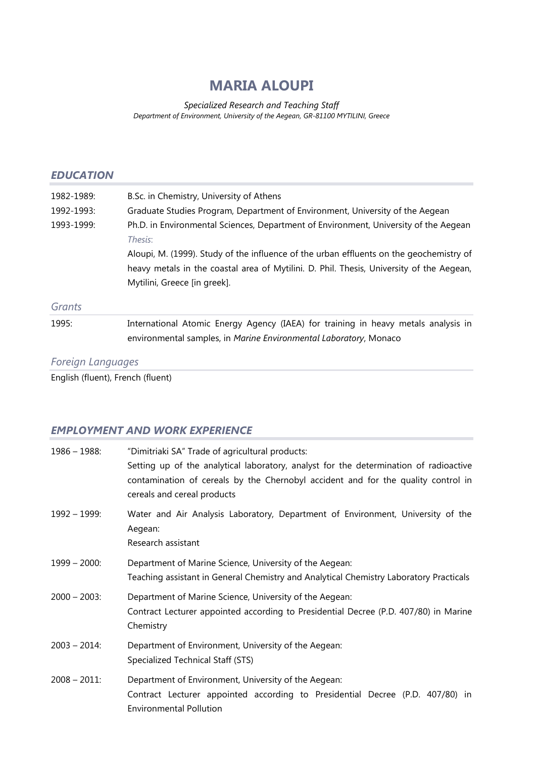# MARIA ALOUPI

*Specialized Research and Teaching Staff*
*Department of Environment, University of the Aegean, GR-81100 MYTILINI, Greece*

## *EDUCATION*

1982-1989: B.Sc. in Chemistry, University of Athens

1992-1993: Graduate Studies Program, Department of Environment, University of the Aegean

1993-1999: Ph.D. in Environmental Sciences, Department of Environment, University of the Aegean

*Thesis*:

Aloupi, M. (1999). Study of the influence of the urban effluents on the geochemistry of heavy metals in the coastal area of Mytilini. D. Phil. Thesis, University of the Aegean, Mytilini, Greece [in greek].

### *Grants*

1995: International Atomic Energy Agency (IAEA) for training in heavy metals analysis in environmental samples, in *Marine Environmental Laboratory*, Monaco

### *Foreign Languages*

English (fluent), French (fluent)

## *EMPLOYMENT AND WORK EXPERIENCE*

1986 – 1988: "Dimitriaki SA" Trade of agricultural products:
Setting up of the analytical laboratory, analyst for the determination of radioactive contamination of cereals by the Chernobyl accident and for the quality control in cereals and cereal products

1992 – 1999: Water and Air Analysis Laboratory, Department of Environment, University of the Aegean:
Research assistant

1999 – 2000: Department of Marine Science, University of the Aegean:
Teaching assistant in General Chemistry and Analytical Chemistry Laboratory Practicals

2000 – 2003: Department of Marine Science, University of the Aegean:
Contract Lecturer appointed according to Presidential Decree (P.D. 407/80) in Marine Chemistry

2003 – 2014: Department of Environment, University of the Aegean:
Specialized Technical Staff (STS)

2008 – 2011: Department of Environment, University of the Aegean:
Contract Lecturer appointed according to Presidential Decree (P.D. 407/80) in Environmental Pollution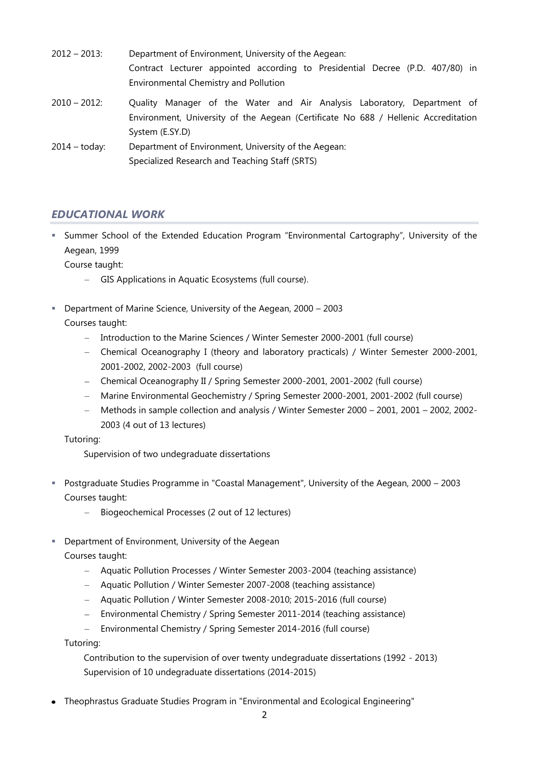2012 – 2013: Department of Environment, University of the Aegean:
Contract Lecturer appointed according to Presidential Decree (P.D. 407/80) in Environmental Chemistry and Pollution

2010 – 2012: Quality Manager of the Water and Air Analysis Laboratory, Department of Environment, University of the Aegean (Certificate No 688 / Hellenic Accreditation System (E.SY.D)

2014 – today: Department of Environment, University of the Aegean:
Specialized Research and Teaching Staff (SRTS)

## *EDUCATIONAL WORK*

- Summer School of the Extended Education Program "Environmental Cartography", University of the Aegean, 1999

  Course taught:
  - GIS Applications in Aquatic Ecosystems (full course).

- Department of Marine Science, University of the Aegean, 2000 – 2003

  Courses taught:
  - Introduction to the Marine Sciences / Winter Semester 2000-2001 (full course)
  - Chemical Oceanography I (theory and laboratory practicals) / Winter Semester 2000-2001, 2001-2002, 2002-2003 (full course)
  - Chemical Oceanography II / Spring Semester 2000-2001, 2001-2002 (full course)
  - Marine Environmental Geochemistry / Spring Semester 2000-2001, 2001-2002 (full course)
  - Methods in sample collection and analysis / Winter Semester 2000 – 2001, 2001 – 2002, 2002-2003 (4 out of 13 lectures)

  Tutoring:

  Supervision of two undegraduate dissertations

- Postgraduate Studies Programme in "Coastal Management", University of the Aegean, 2000 – 2003

  Courses taught:
  - Biogeochemical Processes (2 out of 12 lectures)

- Department of Environment, University of the Aegean

  Courses taught:
  - Aquatic Pollution Processes / Winter Semester 2003-2004 (teaching assistance)
  - Aquatic Pollution / Winter Semester 2007-2008 (teaching assistance)
  - Aquatic Pollution / Winter Semester 2008-2010; 2015-2016 (full course)
  - Environmental Chemistry / Spring Semester 2011-2014 (teaching assistance)
  - Environmental Chemistry / Spring Semester 2014-2016 (full course)

  Tutoring:

  Contribution to the supervision of over twenty undegraduate dissertations (1992 - 2013)
  Supervision of 10 undegraduate dissertations (2014-2015)

- Theophrastus Graduate Studies Program in "Environmental and Ecological Engineering"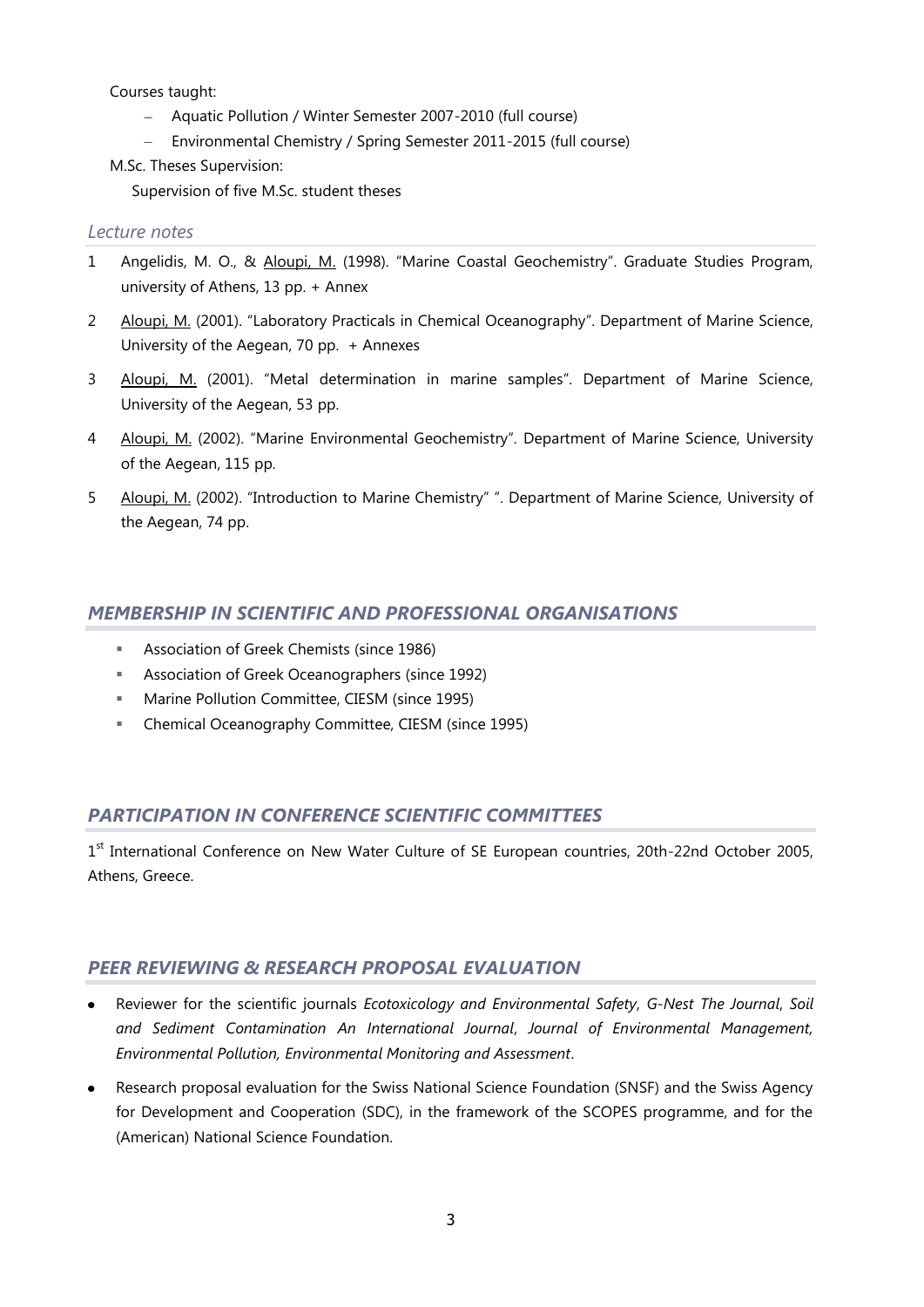Courses taught:

- Aquatic Pollution / Winter Semester 2007-2010 (full course)
- Environmental Chemistry / Spring Semester 2011-2015 (full course)

M.Sc. Theses Supervision:

Supervision of five M.Sc. student theses

### *Lecture notes*

1. Angelidis, M. O., & Aloupi, M. (1998). "Marine Coastal Geochemistry". Graduate Studies Program, university of Athens, 13 pp. + Annex
2. Aloupi, M. (2001). "Laboratory Practicals in Chemical Oceanography". Department of Marine Science, University of the Aegean, 70 pp. + Annexes
3. Aloupi, M. (2001). "Metal determination in marine samples". Department of Marine Science, University of the Aegean, 53 pp.
4. Aloupi, M. (2002). "Marine Environmental Geochemistry". Department of Marine Science, University of the Aegean, 115 pp.
5. Aloupi, M. (2002). "Introduction to Marine Chemistry" ". Department of Marine Science, University of the Aegean, 74 pp.

## *MEMBERSHIP IN SCIENTIFIC AND PROFESSIONAL ORGANISATIONS*

- Association of Greek Chemists (since 1986)
- Association of Greek Oceanographers (since 1992)
- Marine Pollution Committee, CIESM (since 1995)
- Chemical Oceanography Committee, CIESM (since 1995)

## *PARTICIPATION IN CONFERENCE SCIENTIFIC COMMITTEES*

1st International Conference on New Water Culture of SE European countries, 20th-22nd October 2005, Athens, Greece.

## *PEER REVIEWING & RESEARCH PROPOSAL EVALUATION*

- Reviewer for the scientific journals *Ecotoxicology and Environmental Safety*, *G-Nest The Journal*, *Soil and Sediment Contamination An International Journal*, *Journal of Environmental Management, Environmental Pollution, Environmental Monitoring and Assessment*.
- Research proposal evaluation for the Swiss National Science Foundation (SNSF) and the Swiss Agency for Development and Cooperation (SDC), in the framework of the SCOPES programme, and for the (American) National Science Foundation.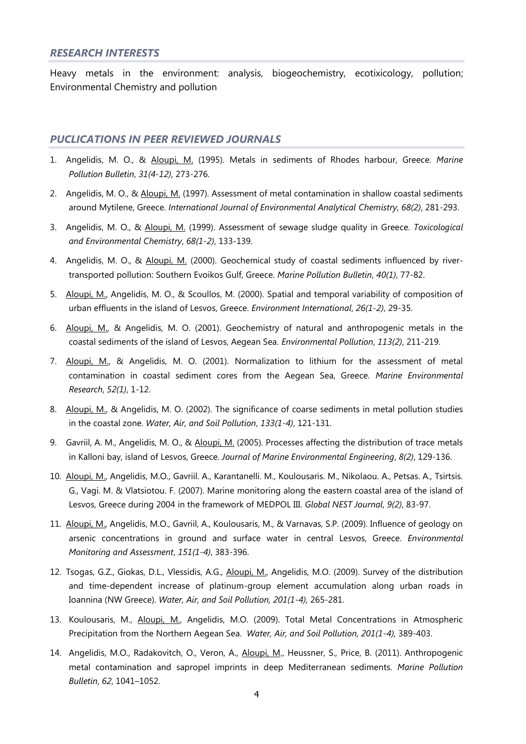## *RESEARCH INTERESTS*

Heavy metals in the environment: analysis, biogeochemistry, ecotixicology, pollution; Environmental Chemistry and pollution

## *PUCLICATIONS IN PEER REVIEWED JOURNALS*

1. Angelidis, M. O., & <u>Aloupi, M.</u> (1995). Metals in sediments of Rhodes harbour, Greece. *Marine Pollution Bulletin*, *31(4-12)*, 273-276.
2. Angelidis, M. O., & <u>Aloupi, M.</u> (1997). Assessment of metal contamination in shallow coastal sediments around Mytilene, Greece. *International Journal of Environmental Analytical Chemistry*, *68(2)*, 281-293.
3. Angelidis, M. O., & <u>Aloupi, M.</u> (1999). Assessment of sewage sludge quality in Greece. *Toxicological and Environmental Chemistry*, *68(1-2)*, 133-139.
4. Angelidis, M. O., & <u>Aloupi, M.</u> (2000). Geochemical study of coastal sediments influenced by river-transported pollution: Southern Evoikos Gulf, Greece. *Marine Pollution Bulletin*, *40(1)*, 77-82.
5. <u>Aloupi, M.</u>, Angelidis, M. O., & Scoullos, M. (2000). Spatial and temporal variability of composition of urban effluents in the island of Lesvos, Greece. *Environment International*, *26(1-2)*, 29-35.
6. <u>Aloupi, M.</u>, & Angelidis, M. O. (2001). Geochemistry of natural and anthropogenic metals in the coastal sediments of the island of Lesvos, Aegean Sea. *Environmental Pollution*, *113(2)*, 211-219.
7. <u>Aloupi, M.</u>, & Angelidis, M. O. (2001). Normalization to lithium for the assessment of metal contamination in coastal sediment cores from the Aegean Sea, Greece. *Marine Environmental Research*, *52(1)*, 1-12.
8. <u>Aloupi, M.</u>, & Angelidis, M. O. (2002). The significance of coarse sediments in metal pollution studies in the coastal zone. *Water, Air, and Soil Pollution*, *133(1-4)*, 121-131.
9. Gavriil, A. M., Angelidis, M. O., & <u>Aloupi, M.</u> (2005). Processes affecting the distribution of trace metals in Kalloni bay, island of Lesvos, Greece. *Journal of Marine Environmental Engineering*, *8(2)*, 129-136.
10. <u>Aloupi, M.</u>, Angelidis, M.O., Gavriil. A., Karantanelli. M., Koulousaris. M., Nikolaou. A., Petsas. A., Tsirtsis. G., Vagi. M. & Vlatsiotou. F. (2007). Marine monitoring along the eastern coastal area of the island of Lesvos, Greece during 2004 in the framework of MEDPOL III. *Global NEST Journal*, *9(2)*, 83-97.
11. <u>Aloupi, M.</u>, Angelidis, M.O., Gavriil, A., Koulousaris, M., & Varnavas, S.P. (2009). Influence of geology on arsenic concentrations in ground and surface water in central Lesvos, Greece. *Environmental Monitoring and Assessment*, *151(1-4)*, 383-396.
12. Tsogas, G.Z., Giokas, D.L., Vlessidis, A.G., <u>Aloupi, M.</u>, Angelidis, M.O. (2009). Survey of the distribution and time-dependent increase of platinum-group element accumulation along urban roads in Ioannina (NW Greece). *Water, Air, and Soil Pollution, 201(1-4),* 265-281.
13. Koulousaris, M., <u>Aloupi, M.</u>, Angelidis, M.O. (2009). Total Metal Concentrations in Atmospheric Precipitation from the Northern Aegean Sea. *Water, Air, and Soil Pollution, 201(1-4),* 389-403.
14. Angelidis, M.O., Radakovitch, O., Veron, A., <u>Aloupi, M.</u>, Heussner, S., Price, B. (2011). Anthropogenic metal contamination and sapropel imprints in deep Mediterranean sediments. *Marine Pollution Bulletin*, *62*, 1041–1052.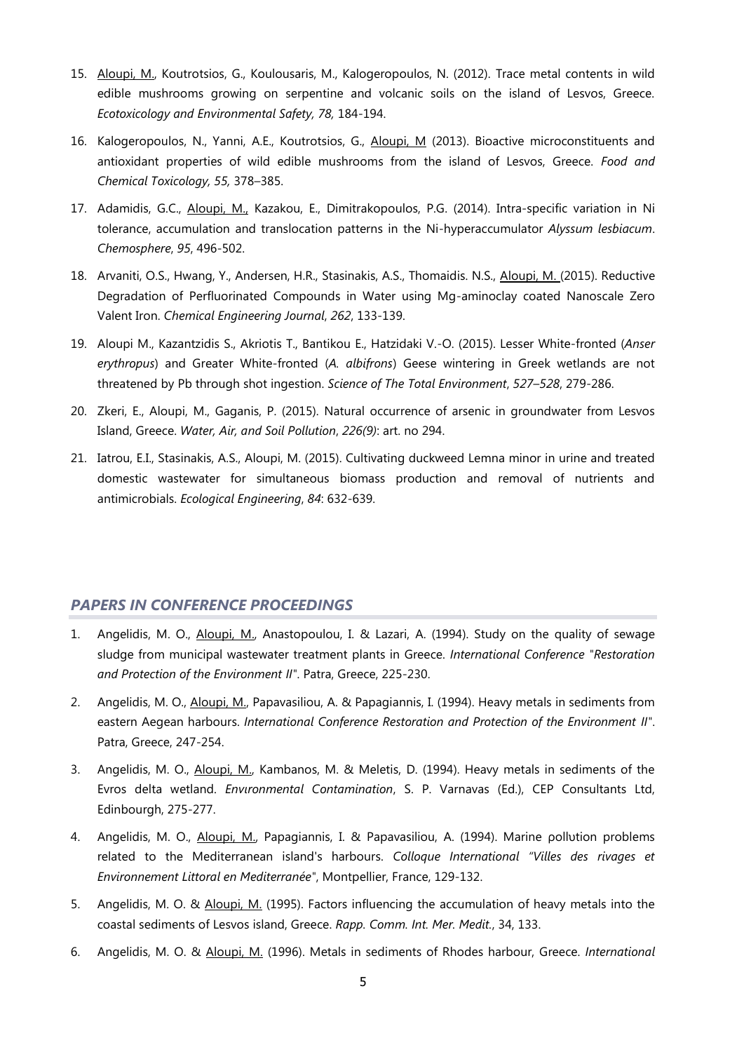15. Aloupi, M., Koutrotsios, G., Koulousaris, M., Kalogeropoulos, N. (2012). Trace metal contents in wild edible mushrooms growing on serpentine and volcanic soils on the island of Lesvos, Greece. *Ecotoxicology and Environmental Safety, 78,* 184-194.

16. Kalogeropoulos, N., Yanni, A.E., Koutrotsios, G., Aloupi, M (2013). Bioactive microconstituents and antioxidant properties of wild edible mushrooms from the island of Lesvos, Greece. *Food and Chemical Toxicology, 55,* 378–385.

17. Adamidis, G.C., Aloupi, M., Kazakou, E., Dimitrakopoulos, P.G. (2014). Intra-specific variation in Ni tolerance, accumulation and translocation patterns in the Ni-hyperaccumulator *Alyssum lesbiacum*. *Chemosphere*, *95*, 496-502.

18. Arvaniti, O.S., Hwang, Y., Andersen, H.R., Stasinakis, A.S., Thomaidis. N.S., Aloupi, M. (2015). Reductive Degradation of Perfluorinated Compounds in Water using Mg-aminoclay coated Nanoscale Zero Valent Iron. *Chemical Engineering Journal*, *262*, 133-139.

19. Aloupi M., Kazantzidis S., Akriotis T., Bantikou E., Hatzidaki V.-O. (2015). Lesser White-fronted (*Anser erythropus*) and Greater White-fronted (*A. albifrons*) Geese wintering in Greek wetlands are not threatened by Pb through shot ingestion. *Science of The Total Environment*, *527–528*, 279-286.

20. Zkeri, E., Aloupi, M., Gaganis, P. (2015). Natural occurrence of arsenic in groundwater from Lesvos Island, Greece. *Water, Air, and Soil Pollution*, *226(9)*: art. no 294.

21. Iatrou, E.I., Stasinakis, A.S., Aloupi, M. (2015). Cultivating duckweed Lemna minor in urine and treated domestic wastewater for simultaneous biomass production and removal of nutrients and antimicrobials. *Ecological Engineering*, *84*: 632-639.

## *PAPERS IN CONFERENCE PROCEEDINGS*

1. Angelidis, M. O., Aloupi, M., Anastopoulou, I. & Lazari, A. (1994). Study on the quality of sewage sludge from municipal wastewater treatment plants in Greece. *International Conference "Restoration and Protection of the Environment II"*. Patra, Greece, 225-230.

2. Angelidis, M. O., Aloupi, M., Papavasiliou, A. & Papagiannis, I. (1994). Heavy metals in sediments from eastern Aegean harbours. *International Conference Restoration and Protection of the Environment II"*. Patra, Greece, 247-254.

3. Angelidis, M. O., Aloupi, M., Kambanos, M. & Meletis, D. (1994). Heavy metals in sediments of the Evros delta wetland. *Envιronmental Contamination*, S. P. Varnavas (Ed.), CEP Consultants Ltd, Edinbourgh, 275-277.

4. Angelidis, M. O., Aloupi, M., Papagiannis, I. & Papavasiliou, A. (1994). Marine pollution problems related to the Mediterranean island's harbours. *Colloque International "Villes des rivages et Environnement Littoral en Mediterranée"*, Montpellier, France, 129-132.

5. Angelidis, M. O. & Aloupi, M. (1995). Factors influencing the accumulation of heavy metals into the coastal sediments of Lesvos island, Greece. *Rapp. Comm. Int. Mer. Medit.*, 34, 133.

6. Angelidis, M. O. & Aloupi, M. (1996). Metals in sediments of Rhodes harbour, Greece. *International*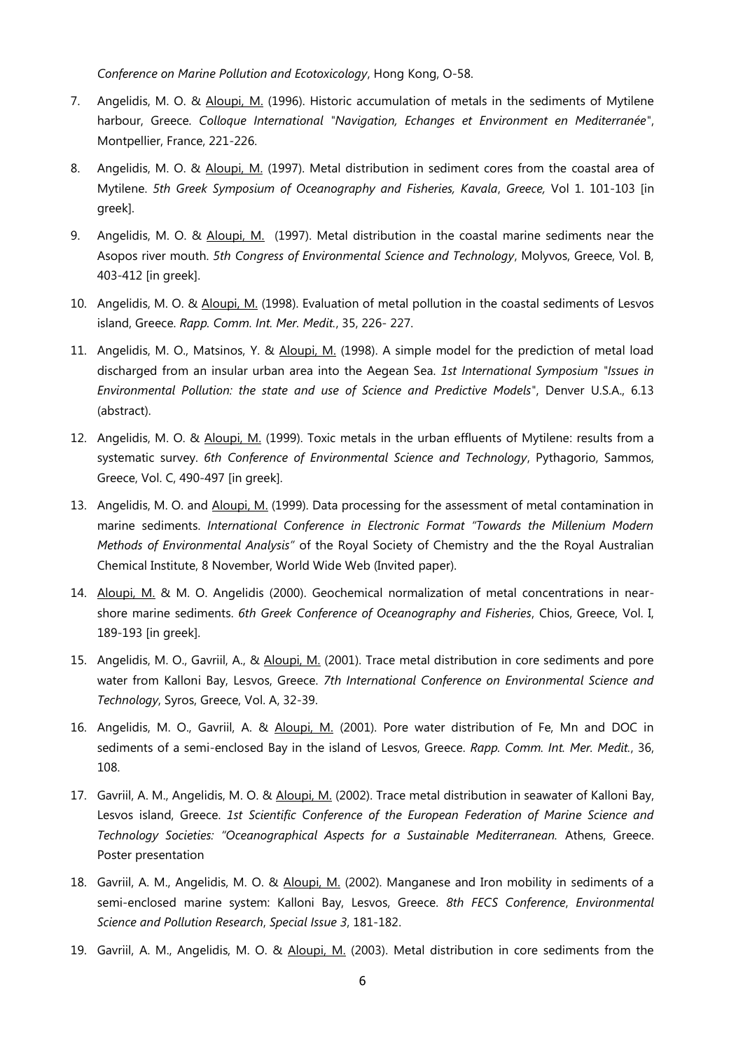*Conference on Marine Pollution and Ecotoxicology*, Hong Kong, O-58.

7. Angelidis, M. O. & Aloupi, M. (1996). Historic accumulation of metals in the sediments of Mytilene harbour, Greece. *Colloque International "Navigation, Echanges et Environment en Mediterranée"*, Montpellier, France, 221-226.
8. Angelidis, M. O. & Aloupi, M. (1997). Metal distribution in sediment cores from the coastal area of Mytilene. *5th Greek Symposium of Oceanography and Fisheries, Kavala*, *Greece,* Vol 1. 101-103 [in greek].
9. Angelidis, M. O. & Aloupi, M. (1997). Metal distribution in the coastal marine sediments near the Asopos river mouth. *5th Congress of Environmental Science and Technology*, Molyvos, Greece, Vol. B, 403-412 [in greek].
10. Angelidis, M. O. & Aloupi, M. (1998). Evaluation of metal pollution in the coastal sediments of Lesvos island, Greece. *Rapp. Comm. Int. Mer. Medit.*, 35, 226- 227.
11. Angelidis, M. O., Matsinos, Y. & Aloupi, M. (1998). A simple model for the prediction of metal load discharged from an insular urban area into the Aegean Sea. *1st International Symposium "Issues in Environmental Pollution: the state and use of Science and Predictive Models"*, Denver U.S.A., 6.13 (abstract).
12. Angelidis, M. O. & Aloupi, M. (1999). Toxic metals in the urban effluents of Mytilene: results from a systematic survey. *6th Conference of Environmental Science and Technology*, Pythagorio, Sammos, Greece, Vol. C, 490-497 [in greek].
13. Angelidis, M. O. and Aloupi, M. (1999). Data processing for the assessment of metal contamination in marine sediments. *International Conference in Electronic Format "Towards the Millenium Modern Methods of Environmental Analysis"* of the Royal Society of Chemistry and the the Royal Australian Chemical Institute, 8 November, World Wide Web (Invited paper).
14. Aloupi, M. & M. O. Angelidis (2000). Geochemical normalization of metal concentrations in near-shore marine sediments. *6th Greek Conference of Oceanography and Fisheries*, Chios, Greece, Vol. I, 189-193 [in greek].
15. Angelidis, M. O., Gavriil, A., & Aloupi, M. (2001). Trace metal distribution in core sediments and pore water from Kalloni Bay, Lesvos, Greece. *7th International Conference on Environmental Science and Technology*, Syros, Greece, Vol. A, 32-39.
16. Angelidis, M. O., Gavriil, A. & Aloupi, M. (2001). Pore water distribution of Fe, Mn and DOC in sediments of a semi-enclosed Bay in the island of Lesvos, Greece. *Rapp. Comm. Int. Mer. Medit.*, 36, 108.
17. Gavriil, A. M., Angelidis, M. O. & Aloupi, M. (2002). Trace metal distribution in seawater of Kalloni Bay, Lesvos island, Greece. *1st Scientific Conference of the European Federation of Marine Science and Technology Societies: "Oceanographical Aspects for a Sustainable Mediterranean.* Athens, Greece. Poster presentation
18. Gavriil, A. M., Angelidis, M. O. & Aloupi, M. (2002). Manganese and Iron mobility in sediments of a semi-enclosed marine system: Kalloni Bay, Lesvos, Greece. *8th FECS Conference*, *Environmental Science and Pollution Research*, *Special Issue 3*, 181-182.
19. Gavriil, A. M., Angelidis, M. O. & Aloupi, M. (2003). Metal distribution in core sediments from the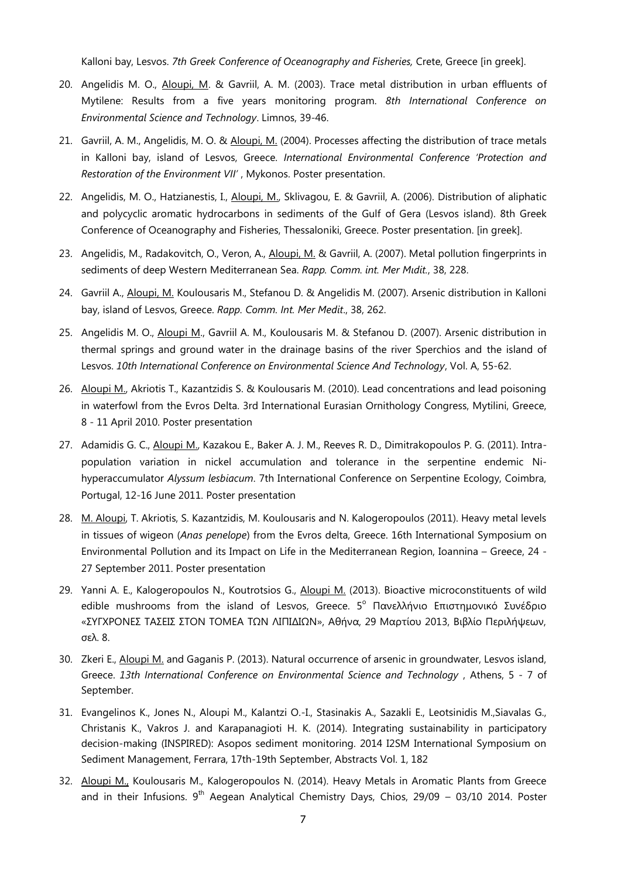Kalloni bay, Lesvos. *7th Greek Conference of Oceanography and Fisheries,* Crete, Greece [in greek].

20. Angelidis M. O., Aloupi, M. & Gavriil, A. M. (2003). Trace metal distribution in urban effluents of Mytilene: Results from a five years monitoring program. *8th International Conference on Environmental Science and Technology*. Limnos, 39-46.
21. Gavriil, A. M., Angelidis, M. O. & Aloupi, M. (2004). Processes affecting the distribution of trace metals in Kalloni bay, island of Lesvos, Greece. *International Environmental Conference 'Protection and Restoration of the Environment VII'* , Mykonos. Poster presentation.
22. Angelidis, M. O., Hatzianestis, I., Aloupi, M., Sklivagou, E. & Gavriil, A. (2006). Distribution of aliphatic and polycyclic aromatic hydrocarbons in sediments of the Gulf of Gera (Lesvos island). 8th Greek Conference of Oceanography and Fisheries, Thessaloniki, Greece. Poster presentation. [in greek].
23. Angelidis, M., Radakovitch, O., Veron, A., Aloupi, M. & Gavriil, A. (2007). Metal pollution fingerprints in sediments of deep Western Mediterranean Sea. *Rapp. Comm. int. Mer Mıdit.*, 38, 228.
24. Gavriil A., Aloupi, M. Koulousaris M., Stefanou D. & Angelidis M. (2007). Arsenic distribution in Kalloni bay, island of Lesvos, Greece. *Rapp. Comm. Int. Mer Medit*., 38, 262.
25. Angelidis M. O., Aloupi M., Gavriil A. M., Koulousaris M. & Stefanou D. (2007). Arsenic distribution in thermal springs and ground water in the drainage basins of the river Sperchios and the island of Lesvos. *10th International Conference on Environmental Science And Technology*, Vol. A, 55-62.
26. Aloupi M., Akriotis T., Kazantzidis S. & Koulousaris M. (2010). Lead concentrations and lead poisoning in waterfowl from the Evros Delta. 3rd International Eurasian Ornithology Congress, Mytilini, Greece, 8 - 11 April 2010. Poster presentation
27. Adamidis G. C., Aloupi M., Kazakou E., Baker A. J. M., Reeves R. D., Dimitrakopoulos P. G. (2011). Intra-population variation in nickel accumulation and tolerance in the serpentine endemic Ni-hyperaccumulator *Alyssum lesbiacum*. 7th International Conference on Serpentine Ecology, Coimbra, Portugal, 12-16 June 2011. Poster presentation
28. M. Aloupi, T. Akriotis, S. Kazantzidis, M. Koulousaris and N. Kalogeropoulos (2011). Heavy metal levels in tissues of wigeon (*Anas penelope*) from the Evros delta, Greece. 16th International Symposium on Environmental Pollution and its Impact on Life in the Mediterranean Region, Ioannina – Greece, 24 - 27 September 2011. Poster presentation
29. Yanni A. E., Kalogeropoulos N., Koutrotsios G., Aloupi M. (2013). Bioactive microconstituents of wild edible mushrooms from the island of Lesvos, Greece. 5$^{o}$ Πανελλήνιο Επιστημονικό Συνέδριο «ΣΥΓΧΡΟΝΕΣ ΤΑΣΕΙΣ ΣΤΟΝ ΤΟΜΕΑ ΤΩΝ ΛΙΠΙΔΙΩΝ», Αθήνα, 29 Μαρτίου 2013, Βιβλίο Περιλήψεων, σελ. 8.
30. Zkeri E., Aloupi M. and Gaganis P. (2013). Natural occurrence of arsenic in groundwater, Lesvos island, Greece. *13th International Conference on Environmental Science and Technology* , Athens, 5 - 7 of September.
31. Evangelinos K., Jones N., Aloupi M., Kalantzi O.-I., Stasinakis A., Sazakli E., Leotsinidis M.,Siavalas G., Christanis K., Vakros J. and Karapanagioti H. K. (2014). Integrating sustainability in participatory decision-making (INSPIRED): Asopos sediment monitoring. 2014 I2SM International Symposium on Sediment Management, Ferrara, 17th-19th September, Abstracts Vol. 1, 182
32. Aloupi M., Koulousaris M., Kalogeropoulos N. (2014). Heavy Metals in Aromatic Plants from Greece and in their Infusions. 9$^{th}$ Aegean Analytical Chemistry Days, Chios, 29/09 – 03/10 2014. Poster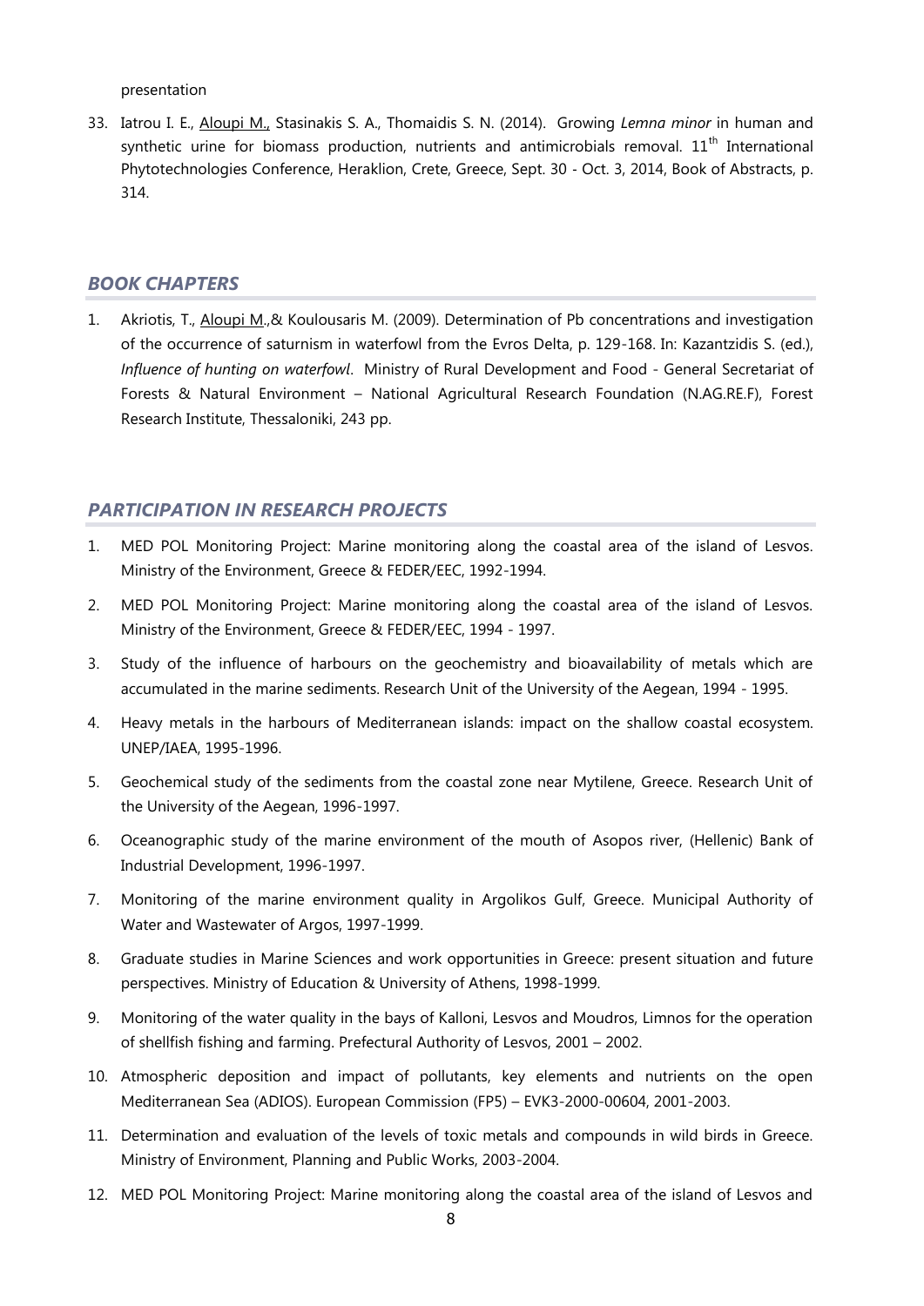presentation

33. Iatrou I. E., Aloupi M., Stasinakis S. A., Thomaidis S. N. (2014). Growing *Lemna minor* in human and synthetic urine for biomass production, nutrients and antimicrobials removal. 11th International Phytotechnologies Conference, Heraklion, Crete, Greece, Sept. 30 - Oct. 3, 2014, Book of Abstracts, p. 314.

## BOOK CHAPTERS

1. Akriotis, T., Aloupi M.,& Koulousaris M. (2009). Determination of Pb concentrations and investigation of the occurrence of saturnism in waterfowl from the Evros Delta, p. 129-168. In: Kazantzidis S. (ed.), *Influence of hunting on waterfowl*. Ministry of Rural Development and Food - General Secretariat of Forests & Natural Environment – National Agricultural Research Foundation (N.AG.RE.F), Forest Research Institute, Thessaloniki, 243 pp.

## PARTICIPATION IN RESEARCH PROJECTS

1. MED POL Monitoring Project: Marine monitoring along the coastal area of the island of Lesvos. Ministry of the Environment, Greece & FEDER/EEC, 1992-1994.
2. MED POL Monitoring Project: Marine monitoring along the coastal area of the island of Lesvos. Ministry of the Environment, Greece & FEDER/EEC, 1994 - 1997.
3. Study of the influence of harbours on the geochemistry and bioavailability of metals which are accumulated in the marine sediments. Research Unit of the University of the Aegean, 1994 - 1995.
4. Heavy metals in the harbours of Mediterranean islands: impact on the shallow coastal ecosystem. UNEP/IAEA, 1995-1996.
5. Geochemical study of the sediments from the coastal zone near Mytilene, Greece. Research Unit of the University of the Aegean, 1996-1997.
6. Oceanographic study of the marine environment of the mouth of Asopos river, (Hellenic) Bank of Industrial Development, 1996-1997.
7. Monitoring of the marine environment quality in Argolikos Gulf, Greece. Municipal Authority of Water and Wastewater of Argos, 1997-1999.
8. Graduate studies in Marine Sciences and work opportunities in Greece: present situation and future perspectives. Ministry of Education & University of Athens, 1998-1999.
9. Monitoring of the water quality in the bays of Kalloni, Lesvos and Moudros, Limnos for the operation of shellfish fishing and farming. Prefectural Authority of Lesvos, 2001 – 2002.
10. Atmospheric deposition and impact of pollutants, key elements and nutrients on the open Mediterranean Sea (ADIOS). European Commission (FP5) – EVK3-2000-00604, 2001-2003.
11. Determination and evaluation of the levels of toxic metals and compounds in wild birds in Greece. Ministry of Environment, Planning and Public Works, 2003-2004.
12. MED POL Monitoring Project: Marine monitoring along the coastal area of the island of Lesvos and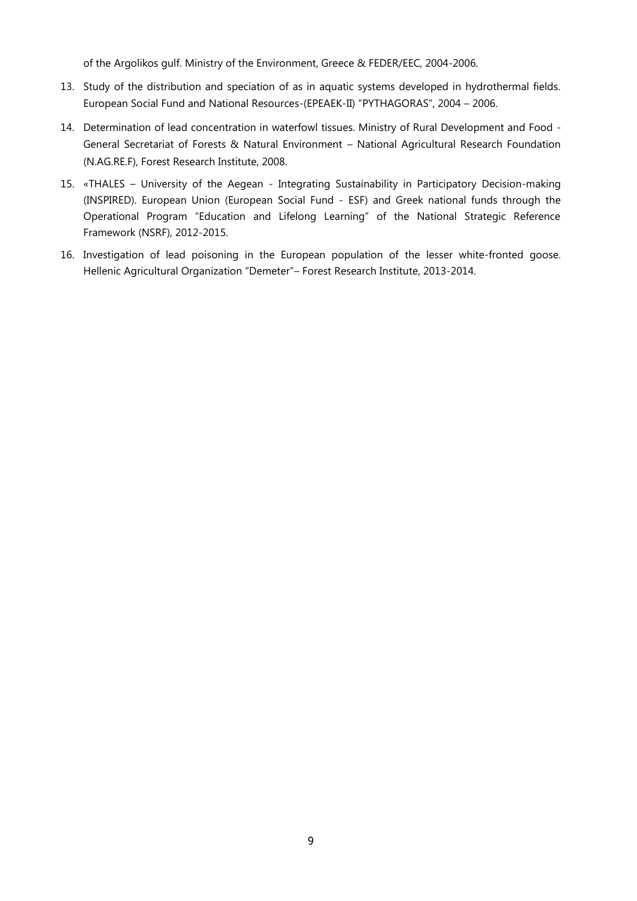of the Argolikos gulf. Ministry of the Environment, Greece & FEDER/EEC, 2004-2006.

13. Study of the distribution and speciation of as in aquatic systems developed in hydrothermal fields. European Social Fund and National Resources-(EPEAEK-II) "PYTHAGORAS", 2004 – 2006.
14. Determination of lead concentration in waterfowl tissues. Ministry of Rural Development and Food - General Secretariat of Forests & Natural Environment – National Agricultural Research Foundation (N.AG.RE.F), Forest Research Institute, 2008.
15. «THALES – University of the Aegean - Integrating Sustainability in Participatory Decision-making (INSPIRED). European Union (European Social Fund - ESF) and Greek national funds through the Operational Program "Education and Lifelong Learning" of the National Strategic Reference Framework (NSRF), 2012-2015.
16. Investigation of lead poisoning in the European population of the lesser white-fronted goose. Hellenic Agricultural Organization "Demeter"– Forest Research Institute, 2013-2014.